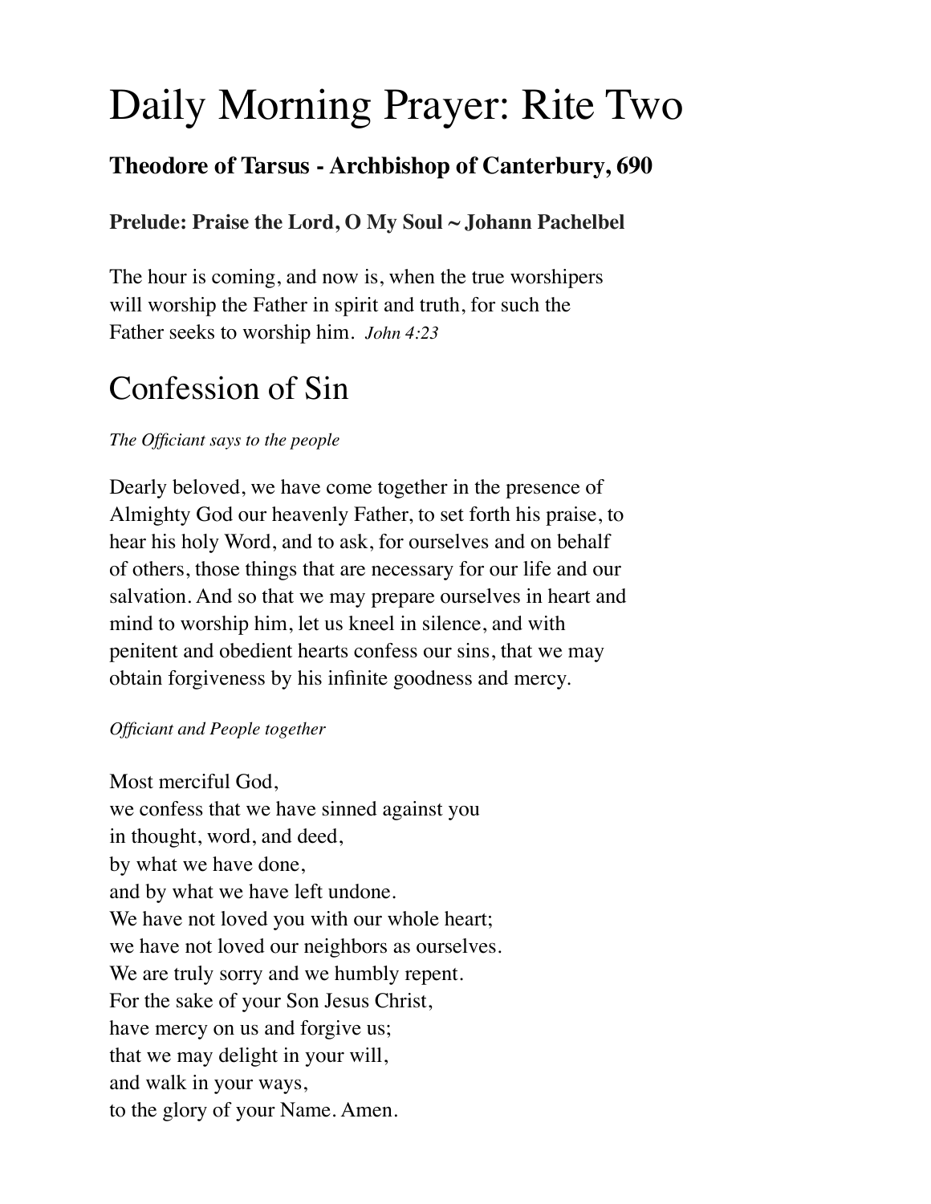# Daily Morning Prayer: Rite Two

### Theodore of Tarsus - Archbishop of Canterbury, 690

**Prelude: Praise the Lord, O My Soul ~ Johann Pachelbel**

The hour is coming, and now is, when the true worshipers will worship the Father in spirit and truth, for such the Father seeks to worship him. *John 4:23*

## Confession of Sin

*The Officiant says to the people*

Dearly beloved, we have come together in the presence of Almighty God our heavenly Father, to set forth his praise, to hear his holy Word, and to ask, for ourselves and on behalf of others, those things that are necessary for our life and our salvation. And so that we may prepare ourselves in heart and mind to worship him, let us kneel in silence, and with penitent and obedient hearts confess our sins, that we may obtain forgiveness by his infinite goodness and mercy.

*Officiant and People together*

Most merciful God,
we confess that we have sinned against you
in thought, word, and deed,
by what we have done,
and by what we have left undone.
We have not loved you with our whole heart;
we have not loved our neighbors as ourselves.
We are truly sorry and we humbly repent.
For the sake of your Son Jesus Christ,
have mercy on us and forgive us;
that we may delight in your will,
and walk in your ways,
to the glory of your Name. Amen.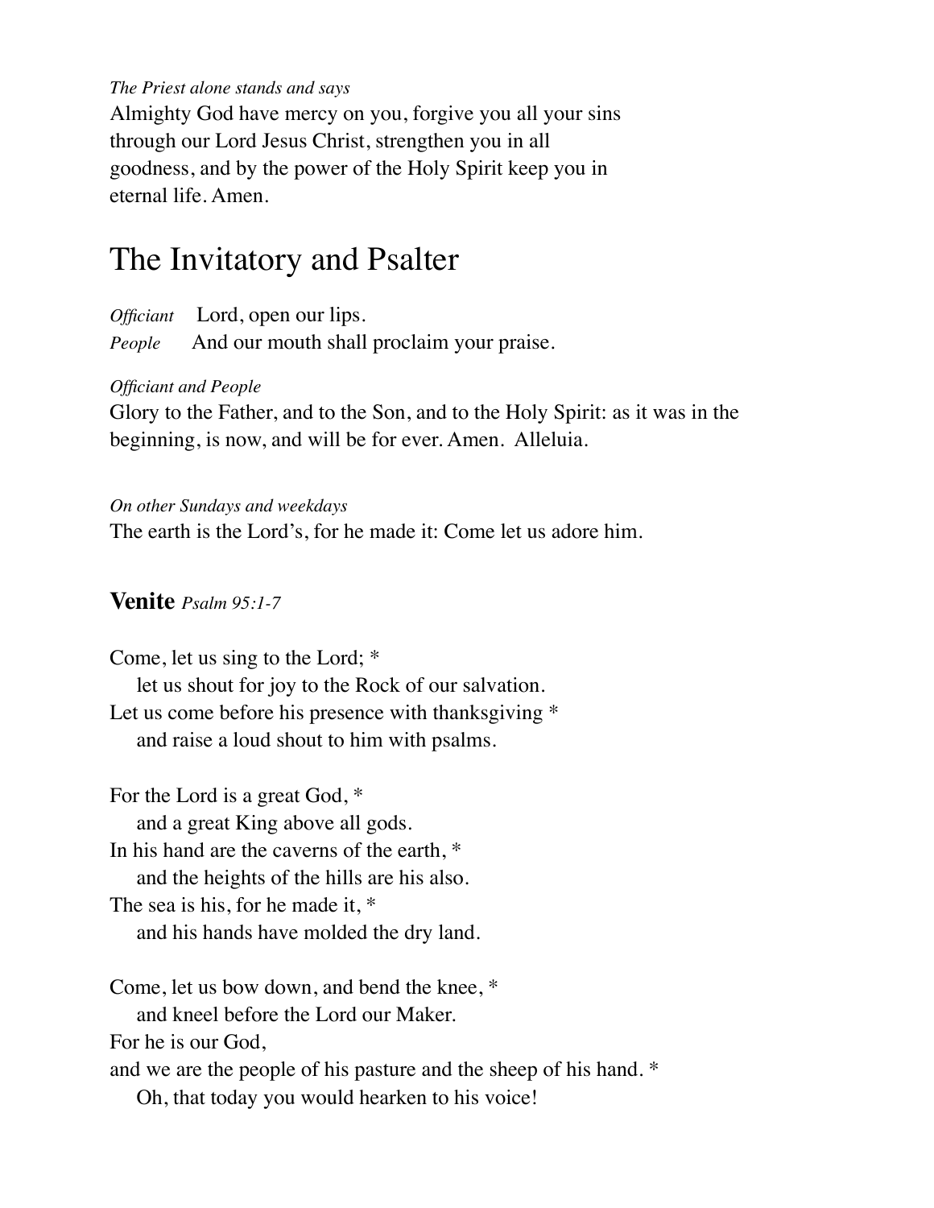*The Priest alone stands and says*
Almighty God have mercy on you, forgive you all your sins through our Lord Jesus Christ, strengthen you in all goodness, and by the power of the Holy Spirit keep you in eternal life. Amen.

# The Invitatory and Psalter

*Officiant* Lord, open our lips.
*People* And our mouth shall proclaim your praise.

*Officiant and People*
Glory to the Father, and to the Son, and to the Holy Spirit: as it was in the beginning, is now, and will be for ever. Amen. Alleluia.

*On other Sundays and weekdays*
The earth is the Lord's, for he made it: Come let us adore him.

### **Venite** *Psalm 95:1-7*

Come, let us sing to the Lord; *
  let us shout for joy to the Rock of our salvation.
Let us come before his presence with thanksgiving *
  and raise a loud shout to him with psalms.

For the Lord is a great God, *
  and a great King above all gods.
In his hand are the caverns of the earth, *
  and the heights of the hills are his also.
The sea is his, for he made it, *
  and his hands have molded the dry land.

Come, let us bow down, and bend the knee, *
  and kneel before the Lord our Maker.
For he is our God,
and we are the people of his pasture and the sheep of his hand. *
  Oh, that today you would hearken to his voice!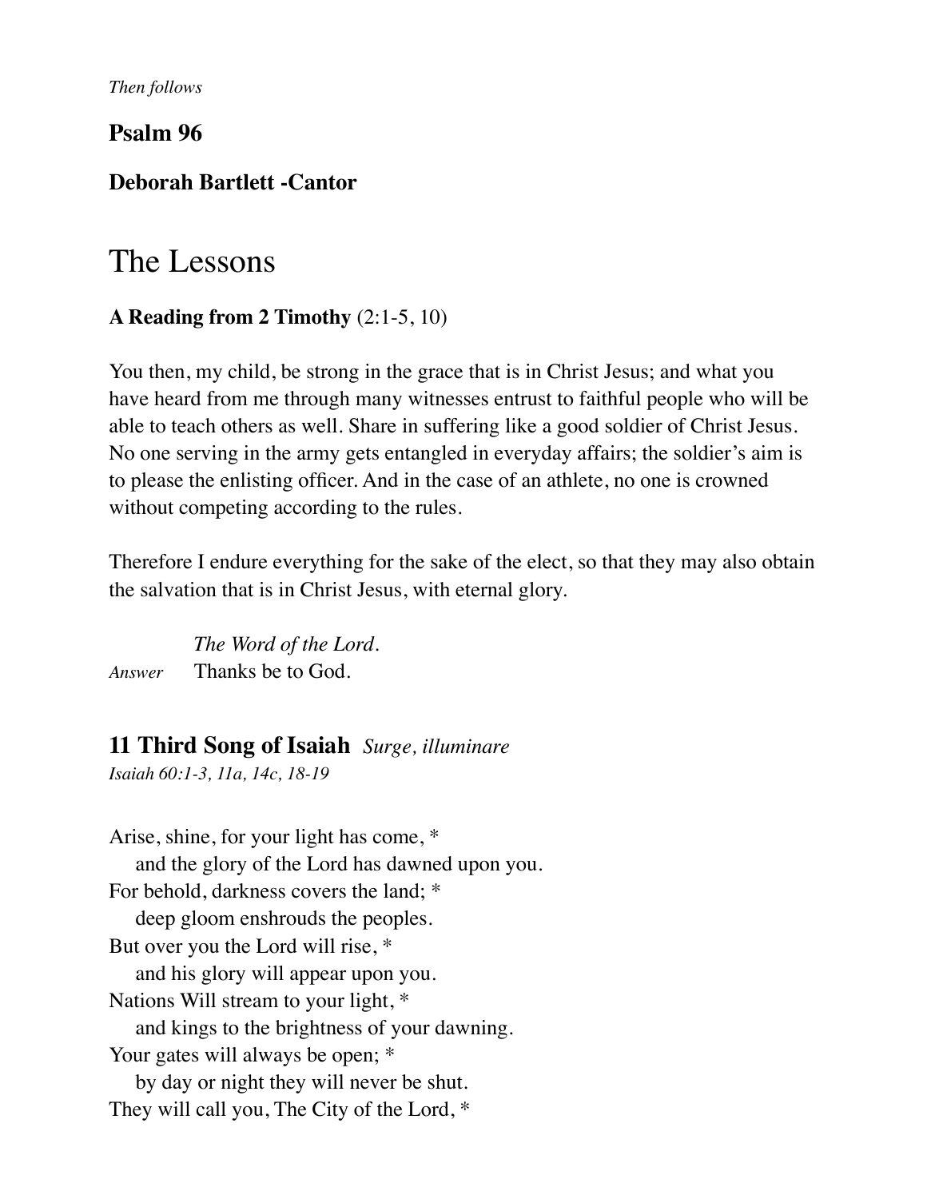*Then follows*

**Psalm 96**

**Deborah Bartlett -Cantor**

# The Lessons

**A Reading from 2 Timothy** (2:1-5, 10)

You then, my child, be strong in the grace that is in Christ Jesus; and what you have heard from me through many witnesses entrust to faithful people who will be able to teach others as well. Share in suffering like a good soldier of Christ Jesus. No one serving in the army gets entangled in everyday affairs; the soldier's aim is to please the enlisting officer. And in the case of an athlete, no one is crowned without competing according to the rules.

Therefore I endure everything for the sake of the elect, so that they may also obtain the salvation that is in Christ Jesus, with eternal glory.

*The Word of the Lord.*
*Answer* Thanks be to God.

## 11 Third Song of Isaiah *Surge, illuminare*

*Isaiah 60:1-3, 11a, 14c, 18-19*

Arise, shine, for your light has come, *
    and the glory of the Lord has dawned upon you.
For behold, darkness covers the land; *
    deep gloom enshrouds the peoples.
But over you the Lord will rise, *
    and his glory will appear upon you.
Nations Will stream to your light, *
    and kings to the brightness of your dawning.
Your gates will always be open; *
    by day or night they will never be shut.
They will call you, The City of the Lord, *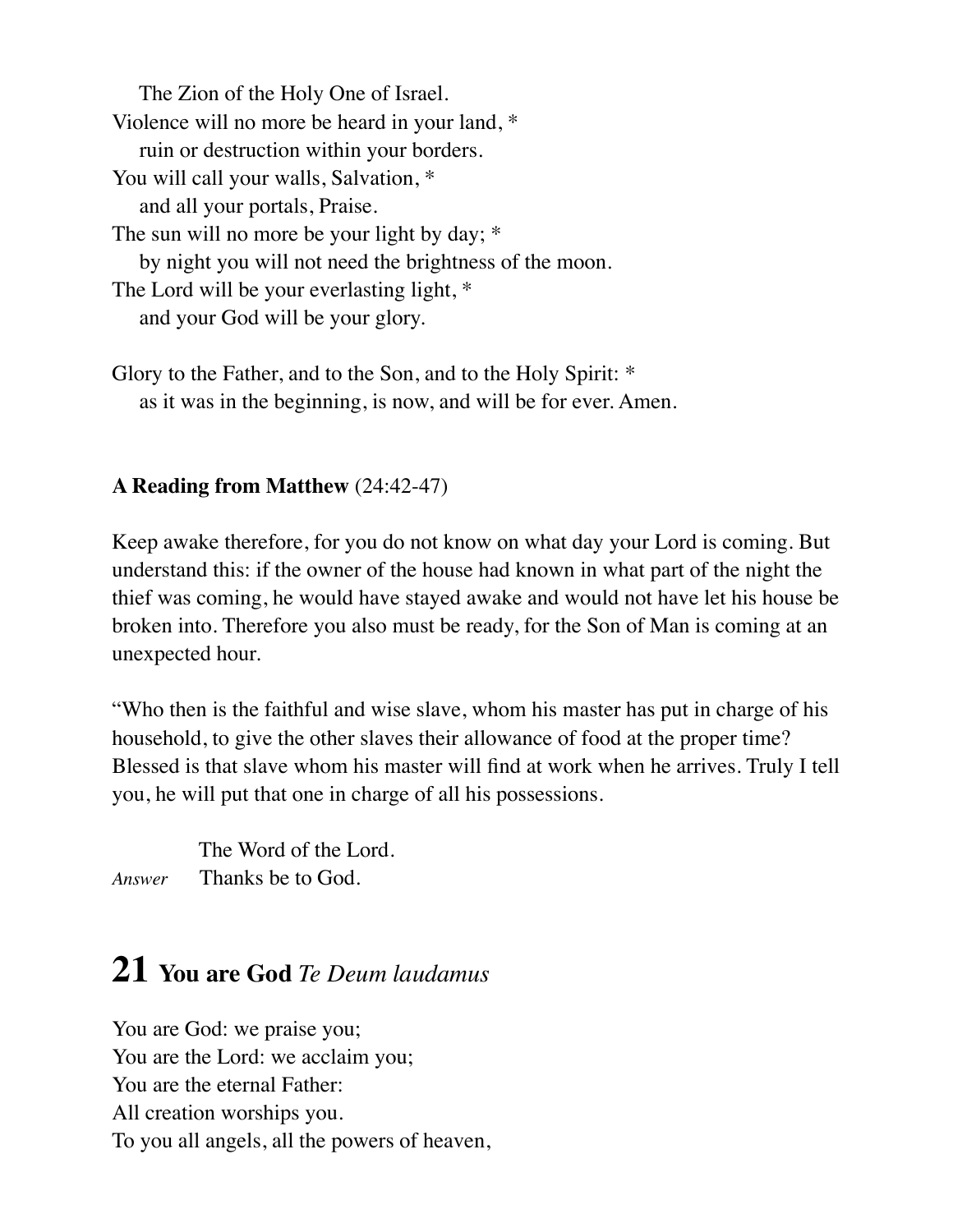The Zion of the Holy One of Israel.
Violence will no more be heard in your land, *
ruin or destruction within your borders.
You will call your walls, Salvation, *
and all your portals, Praise.
The sun will no more be your light by day; *
by night you will not need the brightness of the moon.
The Lord will be your everlasting light, *
and your God will be your glory.

Glory to the Father, and to the Son, and to the Holy Spirit: *
as it was in the beginning, is now, and will be for ever. Amen.

**A Reading from Matthew** (24:42-47)

Keep awake therefore, for you do not know on what day your Lord is coming. But understand this: if the owner of the house had known in what part of the night the thief was coming, he would have stayed awake and would not have let his house be broken into. Therefore you also must be ready, for the Son of Man is coming at an unexpected hour.

"Who then is the faithful and wise slave, whom his master has put in charge of his household, to give the other slaves their allowance of food at the proper time? Blessed is that slave whom his master will find at work when he arrives. Truly I tell you, he will put that one in charge of all his possessions.

The Word of the Lord.
*Answer* Thanks be to God.

# 21 You are God *Te Deum laudamus*

You are God: we praise you;
You are the Lord: we acclaim you;
You are the eternal Father:
All creation worships you.
To you all angels, all the powers of heaven,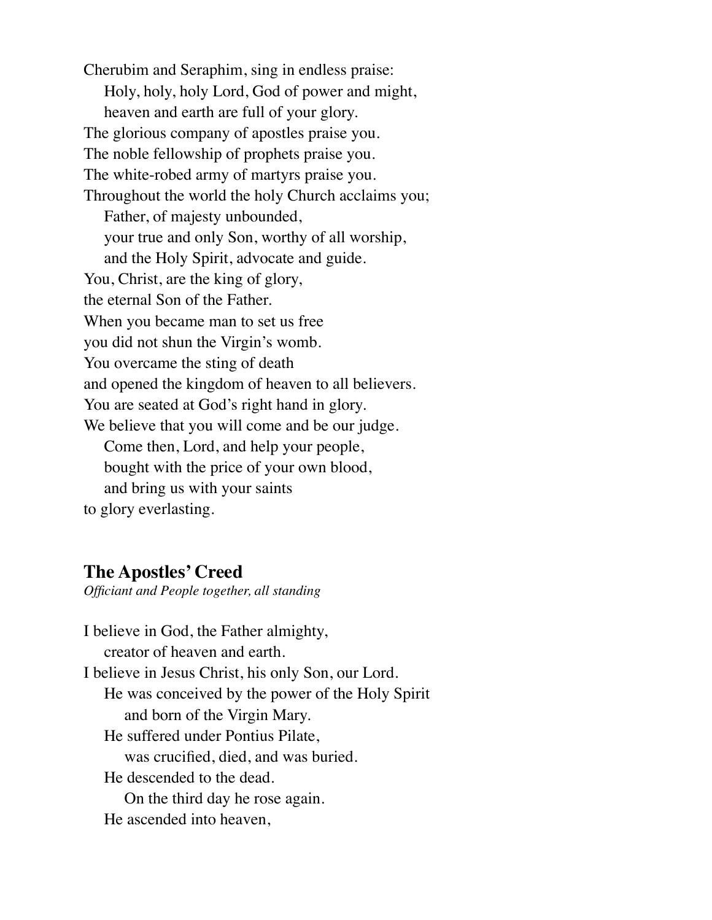Cherubim and Seraphim, sing in endless praise:  
Holy, holy, holy Lord, God of power and might,  
heaven and earth are full of your glory.  
The glorious company of apostles praise you.  
The noble fellowship of prophets praise you.  
The white-robed army of martyrs praise you.  
Throughout the world the holy Church acclaims you;  
Father, of majesty unbounded,  
your true and only Son, worthy of all worship,  
and the Holy Spirit, advocate and guide.  
You, Christ, are the king of glory,  
the eternal Son of the Father.  
When you became man to set us free  
you did not shun the Virgin's womb.  
You overcame the sting of death  
and opened the kingdom of heaven to all believers.  
You are seated at God's right hand in glory.  
We believe that you will come and be our judge.  
Come then, Lord, and help your people,  
bought with the price of your own blood,  
and bring us with your saints  
to glory everlasting.

## The Apostles' Creed

*Officiant and People together, all standing*

I believe in God, the Father almighty,  
creator of heaven and earth.  
I believe in Jesus Christ, his only Son, our Lord.  
He was conceived by the power of the Holy Spirit  
and born of the Virgin Mary.  
He suffered under Pontius Pilate,  
was crucified, died, and was buried.  
He descended to the dead.  
On the third day he rose again.  
He ascended into heaven,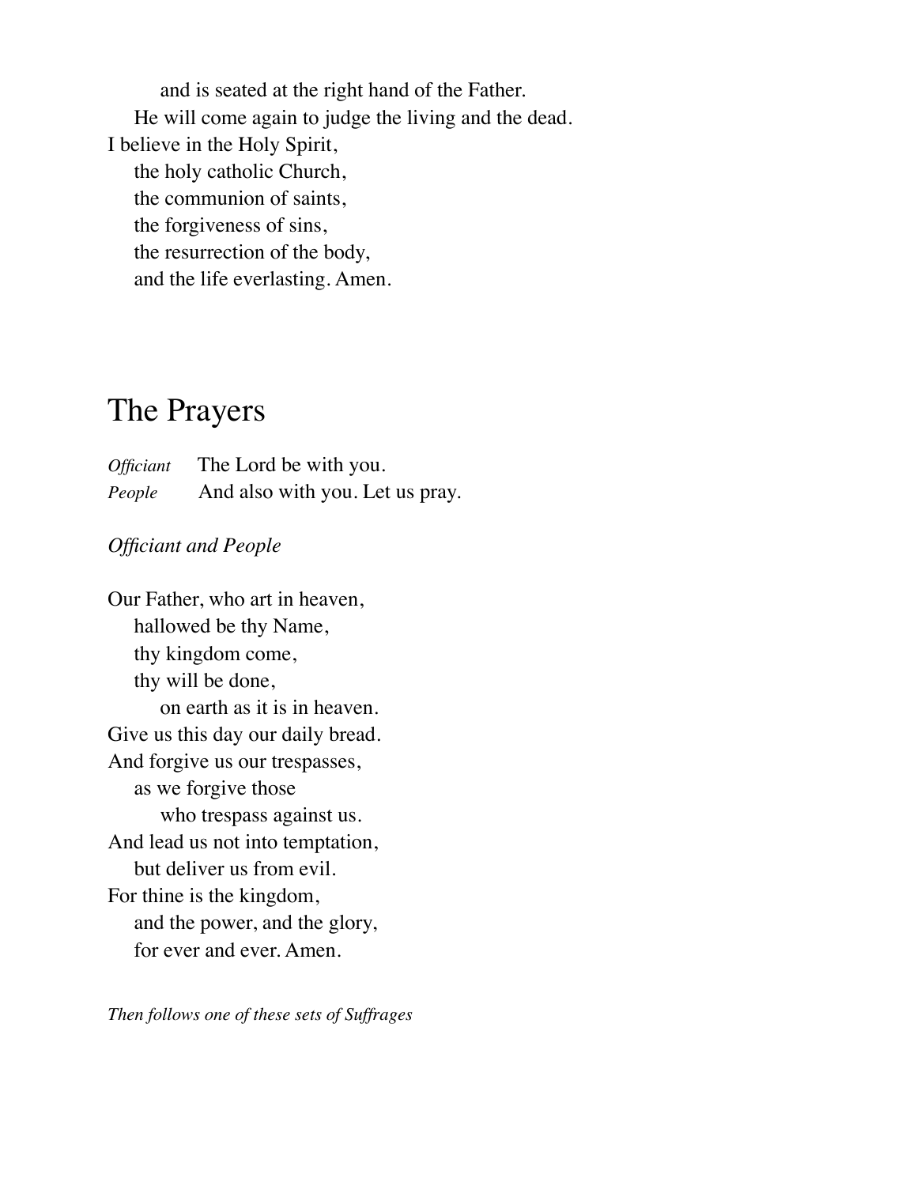and is seated at the right hand of the Father.  
He will come again to judge the living and the dead.  
I believe in the Holy Spirit,  
the holy catholic Church,  
the communion of saints,  
the forgiveness of sins,  
the resurrection of the body,  
and the life everlasting. Amen.

# The Prayers

*Officiant* The Lord be with you.  
*People* And also with you. Let us pray.

*Officiant and People*

Our Father, who art in heaven,  
hallowed be thy Name,  
thy kingdom come,  
thy will be done,  
on earth as it is in heaven.  
Give us this day our daily bread.  
And forgive us our trespasses,  
as we forgive those  
who trespass against us.  
And lead us not into temptation,  
but deliver us from evil.  
For thine is the kingdom,  
and the power, and the glory,  
for ever and ever. Amen.

*Then follows one of these sets of Suffrages*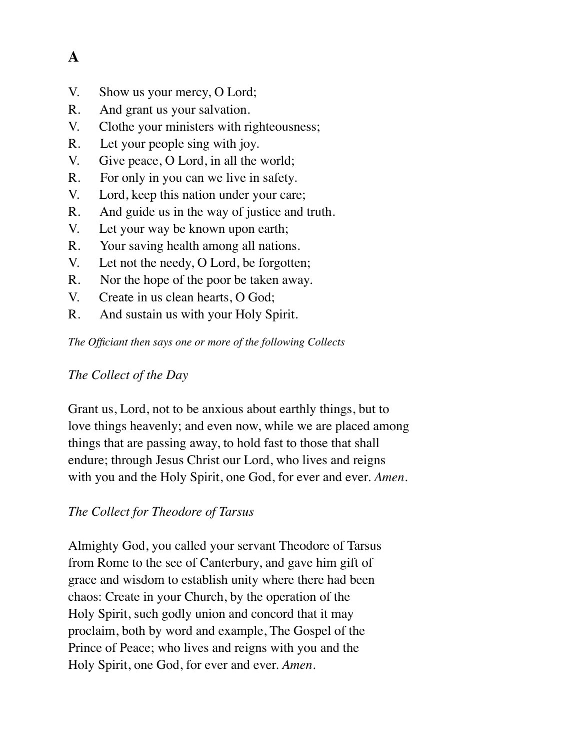**A**

V. Show us your mercy, O Lord;  
R. And grant us your salvation.  
V. Clothe your ministers with righteousness;  
R. Let your people sing with joy.  
V. Give peace, O Lord, in all the world;  
R. For only in you can we live in safety.  
V. Lord, keep this nation under your care;  
R. And guide us in the way of justice and truth.  
V. Let your way be known upon earth;  
R. Your saving health among all nations.  
V. Let not the needy, O Lord, be forgotten;  
R. Nor the hope of the poor be taken away.  
V. Create in us clean hearts, O God;  
R. And sustain us with your Holy Spirit.

*The Officiant then says one or more of the following Collects*

*The Collect of the Day*

Grant us, Lord, not to be anxious about earthly things, but to love things heavenly; and even now, while we are placed among things that are passing away, to hold fast to those that shall endure; through Jesus Christ our Lord, who lives and reigns with you and the Holy Spirit, one God, for ever and ever. *Amen.*

*The Collect for Theodore of Tarsus*

Almighty God, you called your servant Theodore of Tarsus from Rome to the see of Canterbury, and gave him gift of grace and wisdom to establish unity where there had been chaos: Create in your Church, by the operation of the Holy Spirit, such godly union and concord that it may proclaim, both by word and example, The Gospel of the Prince of Peace; who lives and reigns with you and the Holy Spirit, one God, for ever and ever. *Amen.*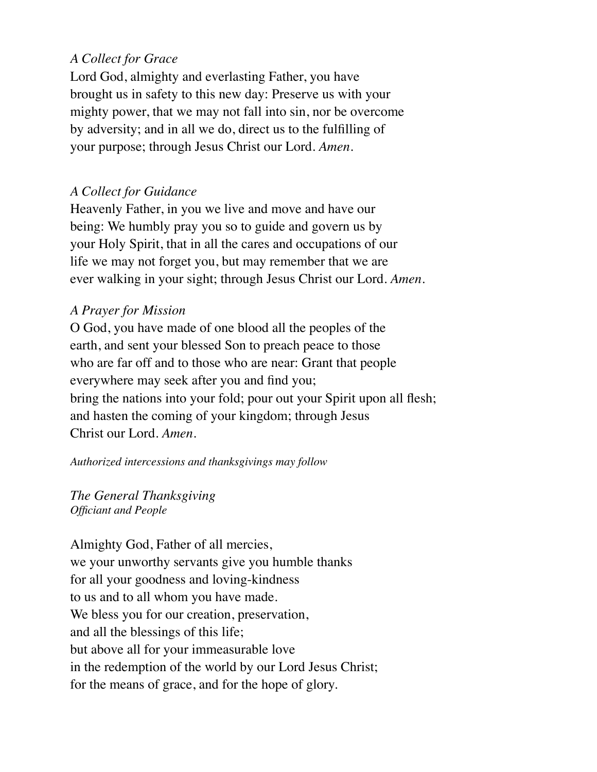*A Collect for Grace*

Lord God, almighty and everlasting Father, you have brought us in safety to this new day: Preserve us with your mighty power, that we may not fall into sin, nor be overcome by adversity; and in all we do, direct us to the fulfilling of your purpose; through Jesus Christ our Lord. *Amen.*

*A Collect for Guidance*

Heavenly Father, in you we live and move and have our being: We humbly pray you so to guide and govern us by your Holy Spirit, that in all the cares and occupations of our life we may not forget you, but may remember that we are ever walking in your sight; through Jesus Christ our Lord. *Amen.*

*A Prayer for Mission*

O God, you have made of one blood all the peoples of the earth, and sent your blessed Son to preach peace to those who are far off and to those who are near: Grant that people everywhere may seek after you and find you;
bring the nations into your fold; pour out your Spirit upon all flesh; and hasten the coming of your kingdom; through Jesus Christ our Lord. *Amen.*

*Authorized intercessions and thanksgivings may follow*

*The General Thanksgiving*
*Officiant and People*

Almighty God, Father of all mercies,
we your unworthy servants give you humble thanks
for all your goodness and loving-kindness
to us and to all whom you have made.
We bless you for our creation, preservation,
and all the blessings of this life;
but above all for your immeasurable love
in the redemption of the world by our Lord Jesus Christ;
for the means of grace, and for the hope of glory.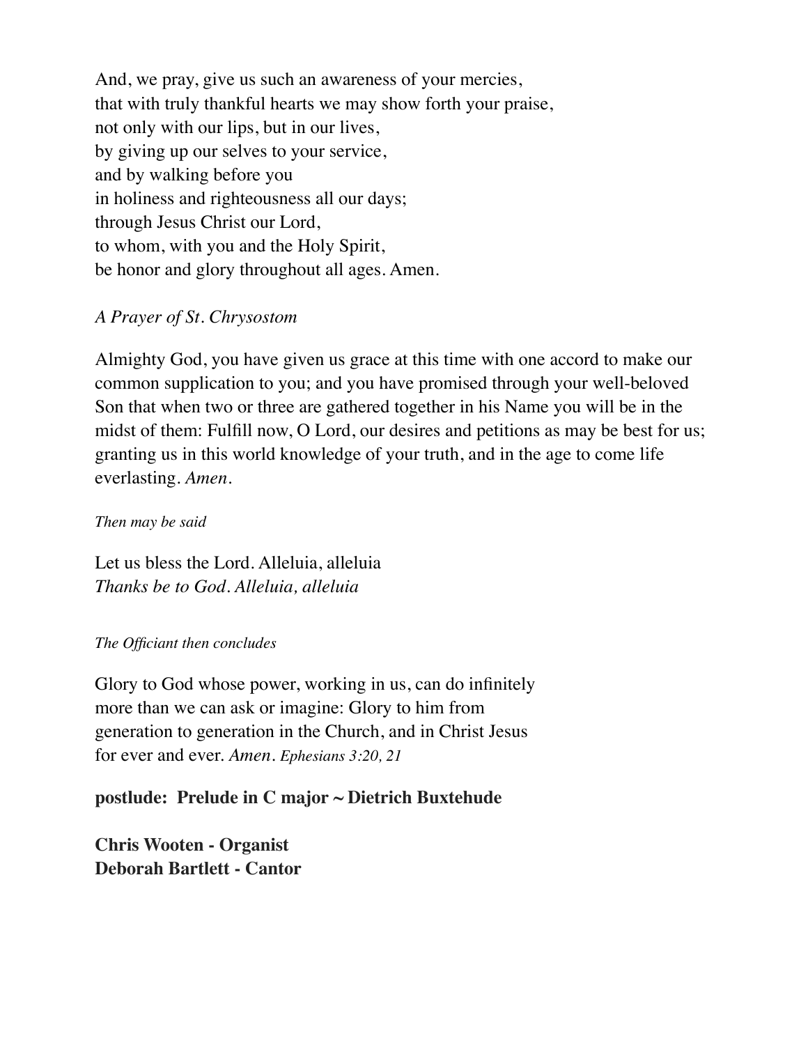And, we pray, give us such an awareness of your mercies,
that with truly thankful hearts we may show forth your praise,
not only with our lips, but in our lives,
by giving up our selves to your service,
and by walking before you
in holiness and righteousness all our days;
through Jesus Christ our Lord,
to whom, with you and the Holy Spirit,
be honor and glory throughout all ages. Amen.

*A Prayer of St. Chrysostom*

Almighty God, you have given us grace at this time with one accord to make our common supplication to you; and you have promised through your well-beloved Son that when two or three are gathered together in his Name you will be in the midst of them: Fulfill now, O Lord, our desires and petitions as may be best for us; granting us in this world knowledge of your truth, and in the age to come life everlasting. *Amen.*

*Then may be said*

Let us bless the Lord. Alleluia, alleluia
*Thanks be to God. Alleluia, alleluia*

*The Officiant then concludes*

Glory to God whose power, working in us, can do infinitely
more than we can ask or imagine: Glory to him from
generation to generation in the Church, and in Christ Jesus
for ever and ever. *Amen. Ephesians 3:20, 21*

**postlude: Prelude in C major ~ Dietrich Buxtehude**

**Chris Wooten - Organist**
**Deborah Bartlett - Cantor**